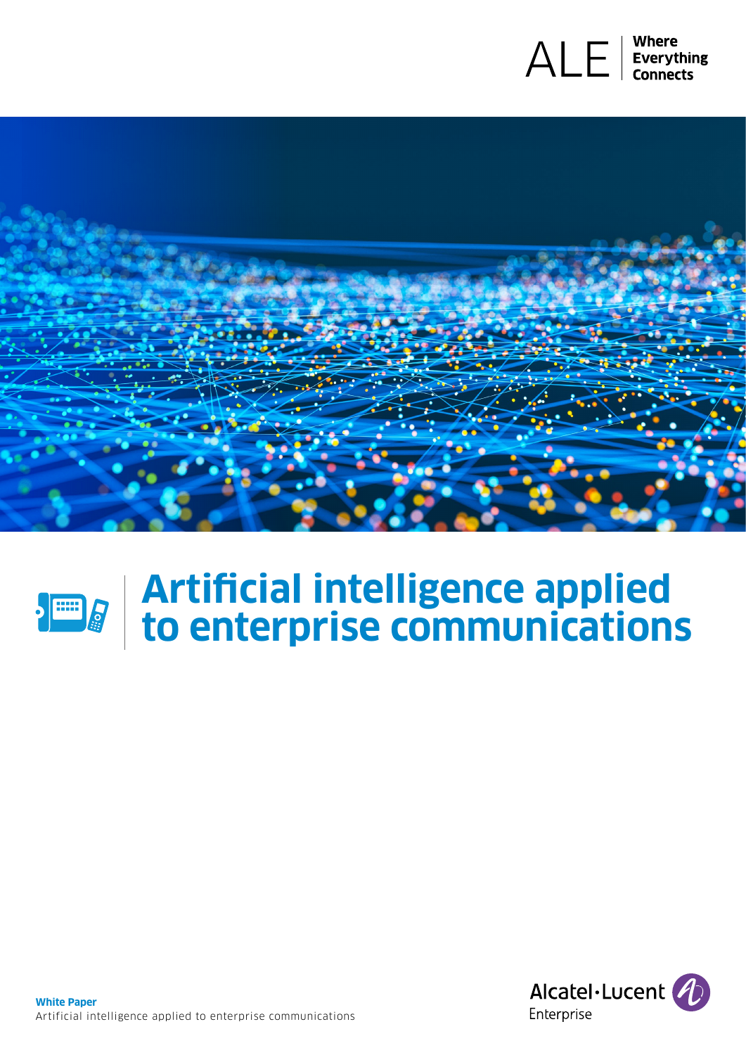ALE | Where Everything Connects

# Artificial intelligence applied to enterprise communications

**White Paper**
Artificial intelligence applied to enterprise communications

Alcatel·Lucent Enterprise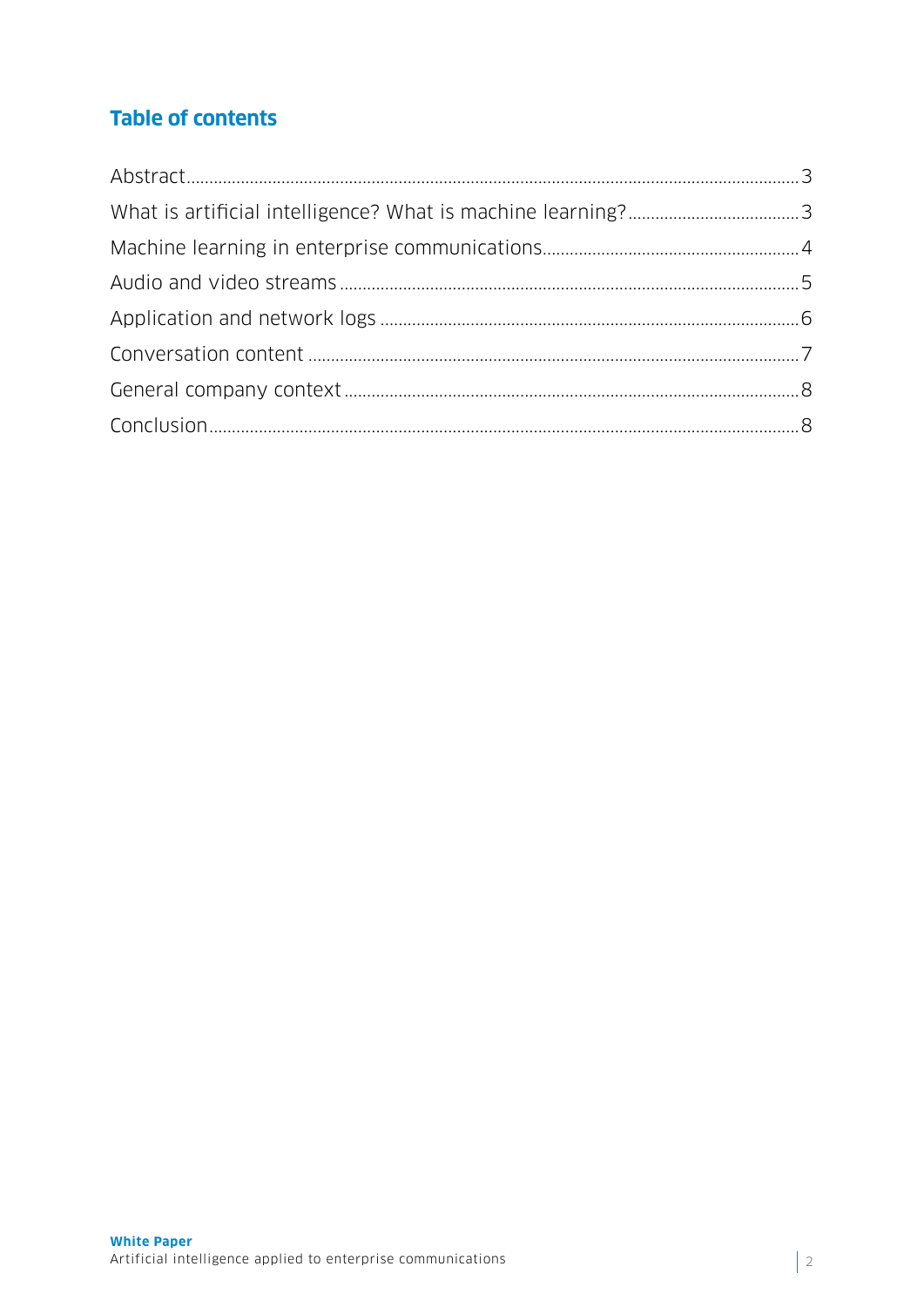## Table of contents

Abstract........................................................................................................................................3
What is artificial intelligence? What is machine learning?.....................................3
Machine learning in enterprise communications.........................................................4
Audio and video streams.......................................................................................................5
Application and network logs..............................................................................................6
Conversation content.............................................................................................................7
General company context.....................................................................................................8
Conclusion....................................................................................................................................8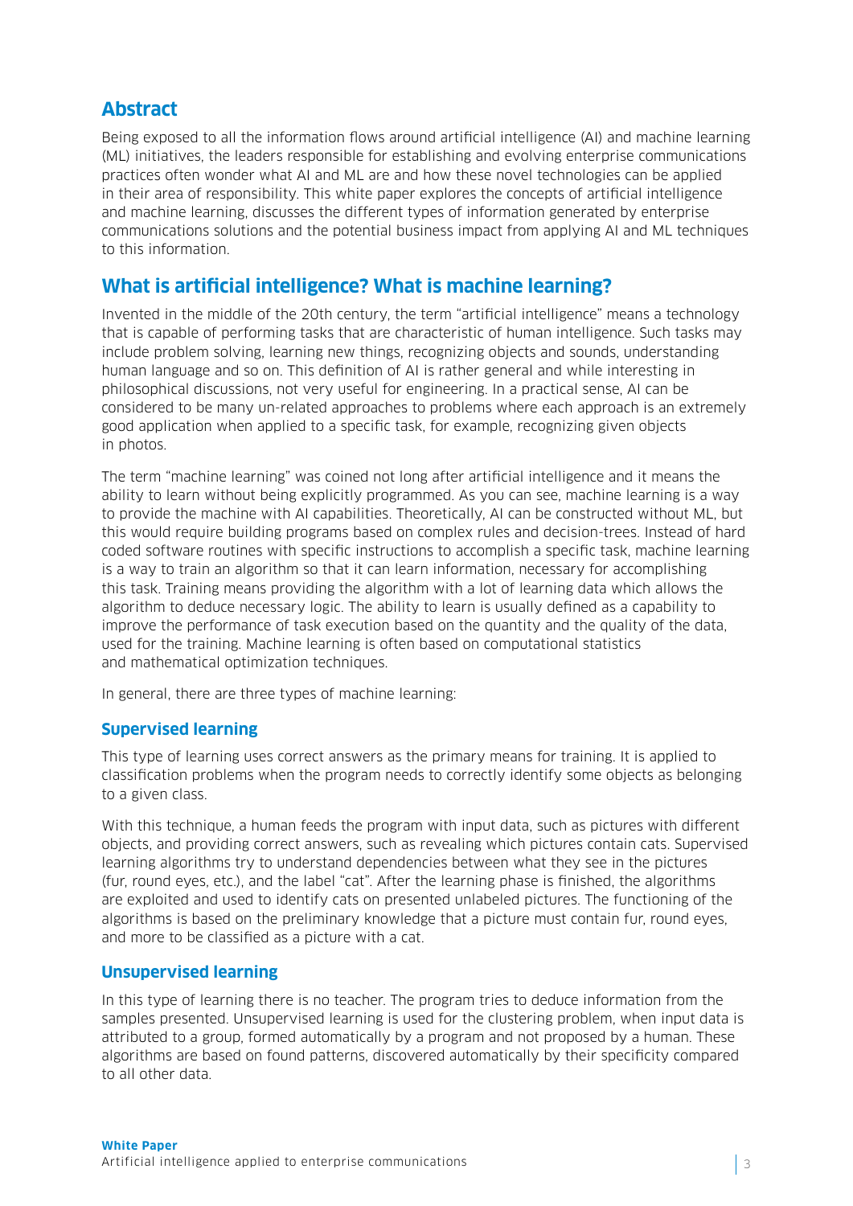## Abstract

Being exposed to all the information flows around artificial intelligence (AI) and machine learning (ML) initiatives, the leaders responsible for establishing and evolving enterprise communications practices often wonder what AI and ML are and how these novel technologies can be applied in their area of responsibility. This white paper explores the concepts of artificial intelligence and machine learning, discusses the different types of information generated by enterprise communications solutions and the potential business impact from applying AI and ML techniques to this information.

## What is artificial intelligence? What is machine learning?

Invented in the middle of the 20th century, the term "artificial intelligence" means a technology that is capable of performing tasks that are characteristic of human intelligence. Such tasks may include problem solving, learning new things, recognizing objects and sounds, understanding human language and so on. This definition of AI is rather general and while interesting in philosophical discussions, not very useful for engineering. In a practical sense, AI can be considered to be many un-related approaches to problems where each approach is an extremely good application when applied to a specific task, for example, recognizing given objects in photos.

The term "machine learning" was coined not long after artificial intelligence and it means the ability to learn without being explicitly programmed. As you can see, machine learning is a way to provide the machine with AI capabilities. Theoretically, AI can be constructed without ML, but this would require building programs based on complex rules and decision-trees. Instead of hard coded software routines with specific instructions to accomplish a specific task, machine learning is a way to train an algorithm so that it can learn information, necessary for accomplishing this task. Training means providing the algorithm with a lot of learning data which allows the algorithm to deduce necessary logic. The ability to learn is usually defined as a capability to improve the performance of task execution based on the quantity and the quality of the data, used for the training. Machine learning is often based on computational statistics and mathematical optimization techniques.

In general, there are three types of machine learning:

### Supervised learning

This type of learning uses correct answers as the primary means for training. It is applied to classification problems when the program needs to correctly identify some objects as belonging to a given class.

With this technique, a human feeds the program with input data, such as pictures with different objects, and providing correct answers, such as revealing which pictures contain cats. Supervised learning algorithms try to understand dependencies between what they see in the pictures (fur, round eyes, etc.), and the label "cat". After the learning phase is finished, the algorithms are exploited and used to identify cats on presented unlabeled pictures. The functioning of the algorithms is based on the preliminary knowledge that a picture must contain fur, round eyes, and more to be classified as a picture with a cat.

### Unsupervised learning

In this type of learning there is no teacher. The program tries to deduce information from the samples presented. Unsupervised learning is used for the clustering problem, when input data is attributed to a group, formed automatically by a program and not proposed by a human. These algorithms are based on found patterns, discovered automatically by their specificity compared to all other data.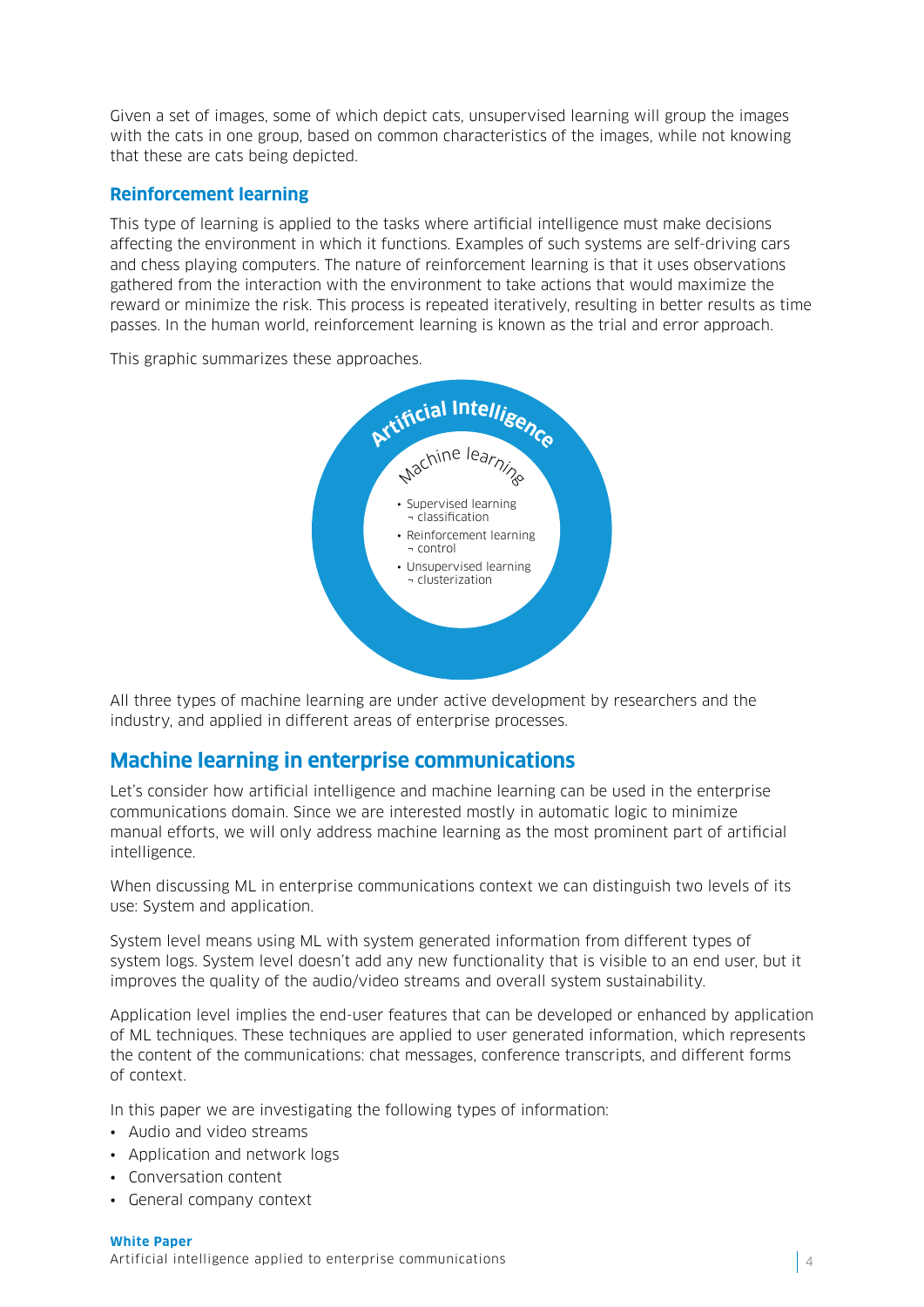Given a set of images, some of which depict cats, unsupervised learning will group the images with the cats in one group, based on common characteristics of the images, while not knowing that these are cats being depicted.

### Reinforcement learning

This type of learning is applied to the tasks where artificial intelligence must make decisions affecting the environment in which it functions. Examples of such systems are self-driving cars and chess playing computers. The nature of reinforcement learning is that it uses observations gathered from the interaction with the environment to take actions that would maximize the reward or minimize the risk. This process is repeated iteratively, resulting in better results as time passes. In the human world, reinforcement learning is known as the trial and error approach.

This graphic summarizes these approaches.

**Artificial Intelligence**

Machine learning

- Supervised learning ¬ classification
- Reinforcement learning ¬ control
- Unsupervised learning ¬ clusterization

All three types of machine learning are under active development by researchers and the industry, and applied in different areas of enterprise processes.

## Machine learning in enterprise communications

Let's consider how artificial intelligence and machine learning can be used in the enterprise communications domain. Since we are interested mostly in automatic logic to minimize manual efforts, we will only address machine learning as the most prominent part of artificial intelligence.

When discussing ML in enterprise communications context we can distinguish two levels of its use: System and application.

System level means using ML with system generated information from different types of system logs. System level doesn't add any new functionality that is visible to an end user, but it improves the quality of the audio/video streams and overall system sustainability.

Application level implies the end-user features that can be developed or enhanced by application of ML techniques. These techniques are applied to user generated information, which represents the content of the communications: chat messages, conference transcripts, and different forms of context.

In this paper we are investigating the following types of information:

- Audio and video streams
- Application and network logs
- Conversation content
- General company context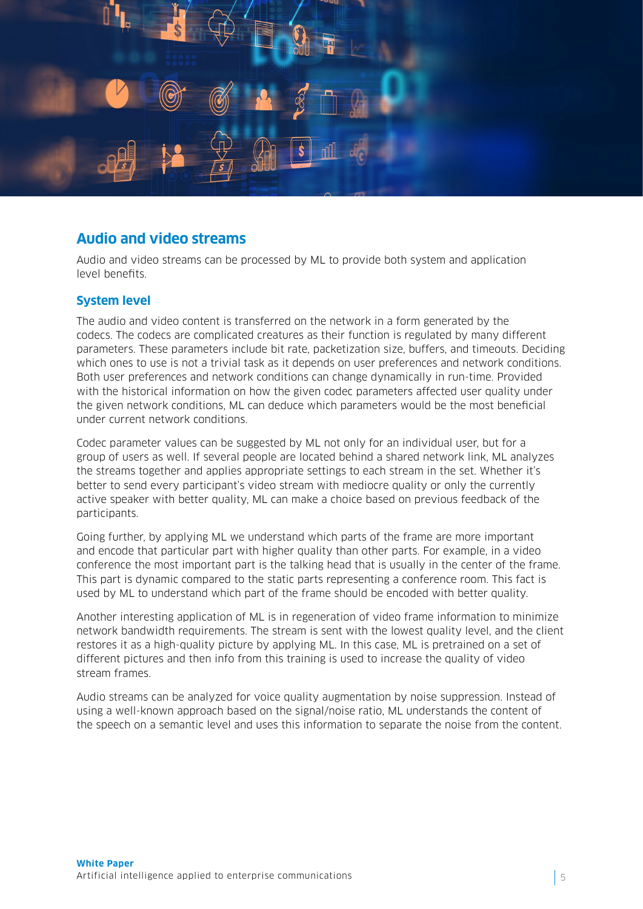## Audio and video streams

Audio and video streams can be processed by ML to provide both system and application level benefits.

### System level

The audio and video content is transferred on the network in a form generated by the codecs. The codecs are complicated creatures as their function is regulated by many different parameters. These parameters include bit rate, packetization size, buffers, and timeouts. Deciding which ones to use is not a trivial task as it depends on user preferences and network conditions. Both user preferences and network conditions can change dynamically in run-time. Provided with the historical information on how the given codec parameters affected user quality under the given network conditions, ML can deduce which parameters would be the most beneficial under current network conditions.

Codec parameter values can be suggested by ML not only for an individual user, but for a group of users as well. If several people are located behind a shared network link, ML analyzes the streams together and applies appropriate settings to each stream in the set. Whether it's better to send every participant's video stream with mediocre quality or only the currently active speaker with better quality, ML can make a choice based on previous feedback of the participants.

Going further, by applying ML we understand which parts of the frame are more important and encode that particular part with higher quality than other parts. For example, in a video conference the most important part is the talking head that is usually in the center of the frame. This part is dynamic compared to the static parts representing a conference room. This fact is used by ML to understand which part of the frame should be encoded with better quality.

Another interesting application of ML is in regeneration of video frame information to minimize network bandwidth requirements. The stream is sent with the lowest quality level, and the client restores it as a high-quality picture by applying ML. In this case, ML is pretrained on a set of different pictures and then info from this training is used to increase the quality of video stream frames.

Audio streams can be analyzed for voice quality augmentation by noise suppression. Instead of using a well-known approach based on the signal/noise ratio, ML understands the content of the speech on a semantic level and uses this information to separate the noise from the content.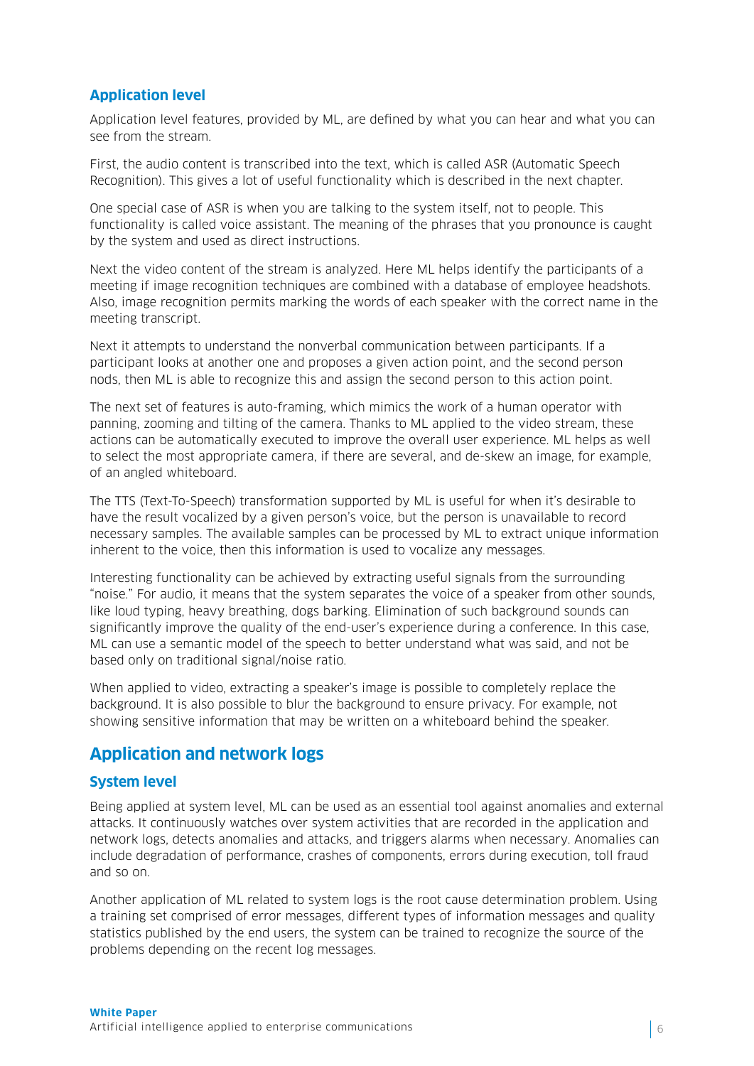### Application level

Application level features, provided by ML, are defined by what you can hear and what you can see from the stream.

First, the audio content is transcribed into the text, which is called ASR (Automatic Speech Recognition). This gives a lot of useful functionality which is described in the next chapter.

One special case of ASR is when you are talking to the system itself, not to people. This functionality is called voice assistant. The meaning of the phrases that you pronounce is caught by the system and used as direct instructions.

Next the video content of the stream is analyzed. Here ML helps identify the participants of a meeting if image recognition techniques are combined with a database of employee headshots. Also, image recognition permits marking the words of each speaker with the correct name in the meeting transcript.

Next it attempts to understand the nonverbal communication between participants. If a participant looks at another one and proposes a given action point, and the second person nods, then ML is able to recognize this and assign the second person to this action point.

The next set of features is auto-framing, which mimics the work of a human operator with panning, zooming and tilting of the camera. Thanks to ML applied to the video stream, these actions can be automatically executed to improve the overall user experience. ML helps as well to select the most appropriate camera, if there are several, and de-skew an image, for example, of an angled whiteboard.

The TTS (Text-To-Speech) transformation supported by ML is useful for when it's desirable to have the result vocalized by a given person's voice, but the person is unavailable to record necessary samples. The available samples can be processed by ML to extract unique information inherent to the voice, then this information is used to vocalize any messages.

Interesting functionality can be achieved by extracting useful signals from the surrounding "noise." For audio, it means that the system separates the voice of a speaker from other sounds, like loud typing, heavy breathing, dogs barking. Elimination of such background sounds can significantly improve the quality of the end-user's experience during a conference. In this case, ML can use a semantic model of the speech to better understand what was said, and not be based only on traditional signal/noise ratio.

When applied to video, extracting a speaker's image is possible to completely replace the background. It is also possible to blur the background to ensure privacy. For example, not showing sensitive information that may be written on a whiteboard behind the speaker.

## Application and network logs

### System level

Being applied at system level, ML can be used as an essential tool against anomalies and external attacks. It continuously watches over system activities that are recorded in the application and network logs, detects anomalies and attacks, and triggers alarms when necessary. Anomalies can include degradation of performance, crashes of components, errors during execution, toll fraud and so on.

Another application of ML related to system logs is the root cause determination problem. Using a training set comprised of error messages, different types of information messages and quality statistics published by the end users, the system can be trained to recognize the source of the problems depending on the recent log messages.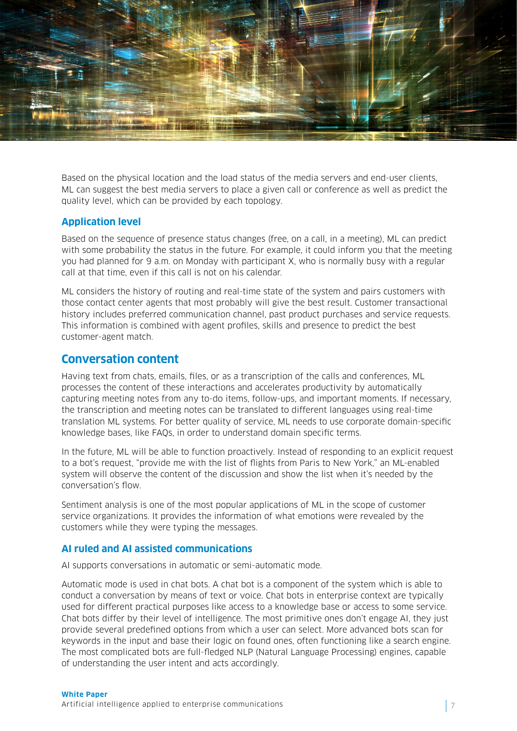Based on the physical location and the load status of the media servers and end-user clients, ML can suggest the best media servers to place a given call or conference as well as predict the quality level, which can be provided by each topology.

### Application level

Based on the sequence of presence status changes (free, on a call, in a meeting), ML can predict with some probability the status in the future. For example, it could inform you that the meeting you had planned for 9 a.m. on Monday with participant X, who is normally busy with a regular call at that time, even if this call is not on his calendar.

ML considers the history of routing and real-time state of the system and pairs customers with those contact center agents that most probably will give the best result. Customer transactional history includes preferred communication channel, past product purchases and service requests. This information is combined with agent profiles, skills and presence to predict the best customer-agent match.

## Conversation content

Having text from chats, emails, files, or as a transcription of the calls and conferences, ML processes the content of these interactions and accelerates productivity by automatically capturing meeting notes from any to-do items, follow-ups, and important moments. If necessary, the transcription and meeting notes can be translated to different languages using real-time translation ML systems. For better quality of service, ML needs to use corporate domain-specific knowledge bases, like FAQs, in order to understand domain specific terms.

In the future, ML will be able to function proactively. Instead of responding to an explicit request to a bot's request, "provide me with the list of flights from Paris to New York," an ML-enabled system will observe the content of the discussion and show the list when it's needed by the conversation's flow.

Sentiment analysis is one of the most popular applications of ML in the scope of customer service organizations. It provides the information of what emotions were revealed by the customers while they were typing the messages.

### AI ruled and AI assisted communications

AI supports conversations in automatic or semi-automatic mode.

Automatic mode is used in chat bots. A chat bot is a component of the system which is able to conduct a conversation by means of text or voice. Chat bots in enterprise context are typically used for different practical purposes like access to a knowledge base or access to some service. Chat bots differ by their level of intelligence. The most primitive ones don't engage AI, they just provide several predefined options from which a user can select. More advanced bots scan for keywords in the input and base their logic on found ones, often functioning like a search engine. The most complicated bots are full-fledged NLP (Natural Language Processing) engines, capable of understanding the user intent and acts accordingly.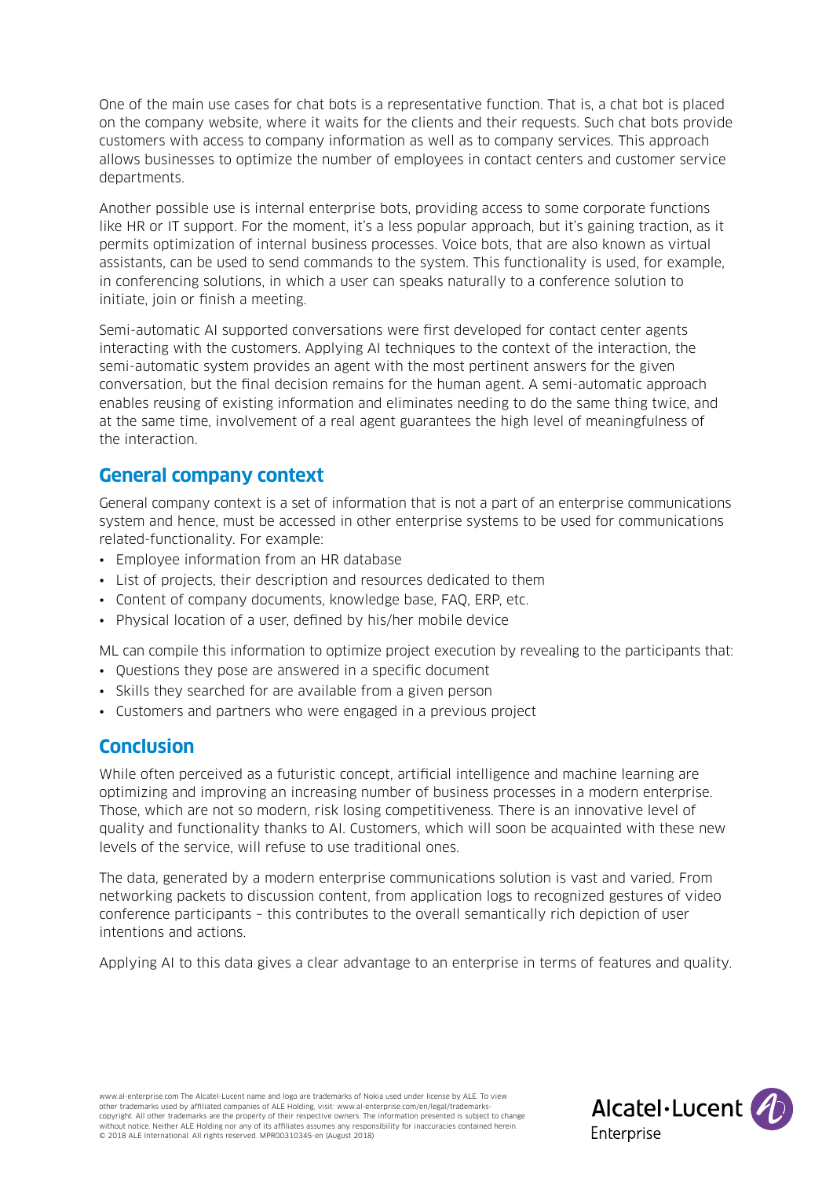One of the main use cases for chat bots is a representative function. That is, a chat bot is placed on the company website, where it waits for the clients and their requests. Such chat bots provide customers with access to company information as well as to company services. This approach allows businesses to optimize the number of employees in contact centers and customer service departments.

Another possible use is internal enterprise bots, providing access to some corporate functions like HR or IT support. For the moment, it's a less popular approach, but it's gaining traction, as it permits optimization of internal business processes. Voice bots, that are also known as virtual assistants, can be used to send commands to the system. This functionality is used, for example, in conferencing solutions, in which a user can speaks naturally to a conference solution to initiate, join or finish a meeting.

Semi-automatic AI supported conversations were first developed for contact center agents interacting with the customers. Applying AI techniques to the context of the interaction, the semi-automatic system provides an agent with the most pertinent answers for the given conversation, but the final decision remains for the human agent. A semi-automatic approach enables reusing of existing information and eliminates needing to do the same thing twice, and at the same time, involvement of a real agent guarantees the high level of meaningfulness of the interaction.

## General company context

General company context is a set of information that is not a part of an enterprise communications system and hence, must be accessed in other enterprise systems to be used for communications related-functionality. For example:

- Employee information from an HR database
- List of projects, their description and resources dedicated to them
- Content of company documents, knowledge base, FAQ, ERP, etc.
- Physical location of a user, defined by his/her mobile device

ML can compile this information to optimize project execution by revealing to the participants that:

- Questions they pose are answered in a specific document
- Skills they searched for are available from a given person
- Customers and partners who were engaged in a previous project

## Conclusion

While often perceived as a futuristic concept, artificial intelligence and machine learning are optimizing and improving an increasing number of business processes in a modern enterprise. Those, which are not so modern, risk losing competitiveness. There is an innovative level of quality and functionality thanks to AI. Customers, which will soon be acquainted with these new levels of the service, will refuse to use traditional ones.

The data, generated by a modern enterprise communications solution is vast and varied. From networking packets to discussion content, from application logs to recognized gestures of video conference participants – this contributes to the overall semantically rich depiction of user intentions and actions.

Applying AI to this data gives a clear advantage to an enterprise in terms of features and quality.

www.al-enterprise.com The Alcatel-Lucent name and logo are trademarks of Nokia used under license by ALE. To view other trademarks used by affiliated companies of ALE Holding, visit: www.al-enterprise.com/en/legal/trademarks-copyright. All other trademarks are the property of their respective owners. The information presented is subject to change without notice. Neither ALE Holding nor any of its affiliates assumes any responsibility for inaccuracies contained herein. © 2018 ALE International. All rights reserved. MPR00310345-en (August 2018)

Alcatel·Lucent Enterprise